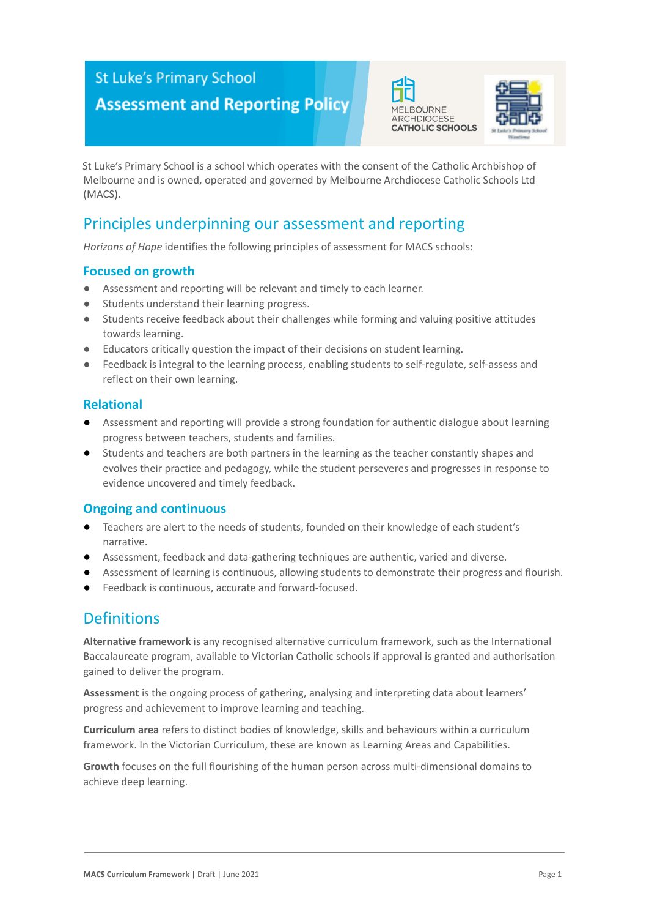# St Luke's Primary School

# Assessment and Reporting Policy

St Luke's Primary School is a school which operates with the consent of the Catholic Archbishop of Melbourne and is owned, operated and governed by Melbourne Archdiocese Catholic Schools Ltd (MACS).

## Principles underpinning our assessment and reporting

*Horizons of Hope* identifies the following principles of assessment for MACS schools:

### Focused on growth

- Assessment and reporting will be relevant and timely to each learner.
- Students understand their learning progress.
- Students receive feedback about their challenges while forming and valuing positive attitudes towards learning.
- Educators critically question the impact of their decisions on student learning.
- Feedback is integral to the learning process, enabling students to self-regulate, self-assess and reflect on their own learning.

### Relational

- Assessment and reporting will provide a strong foundation for authentic dialogue about learning progress between teachers, students and families.
- Students and teachers are both partners in the learning as the teacher constantly shapes and evolves their practice and pedagogy, while the student perseveres and progresses in response to evidence uncovered and timely feedback.

### Ongoing and continuous

- Teachers are alert to the needs of students, founded on their knowledge of each student's narrative.
- Assessment, feedback and data-gathering techniques are authentic, varied and diverse.
- Assessment of learning is continuous, allowing students to demonstrate their progress and flourish.
- Feedback is continuous, accurate and forward-focused.

## Definitions

**Alternative framework** is any recognised alternative curriculum framework, such as the International Baccalaureate program, available to Victorian Catholic schools if approval is granted and authorisation gained to deliver the program.

**Assessment** is the ongoing process of gathering, analysing and interpreting data about learners' progress and achievement to improve learning and teaching.

**Curriculum area** refers to distinct bodies of knowledge, skills and behaviours within a curriculum framework. In the Victorian Curriculum, these are known as Learning Areas and Capabilities.

**Growth** focuses on the full flourishing of the human person across multi-dimensional domains to achieve deep learning.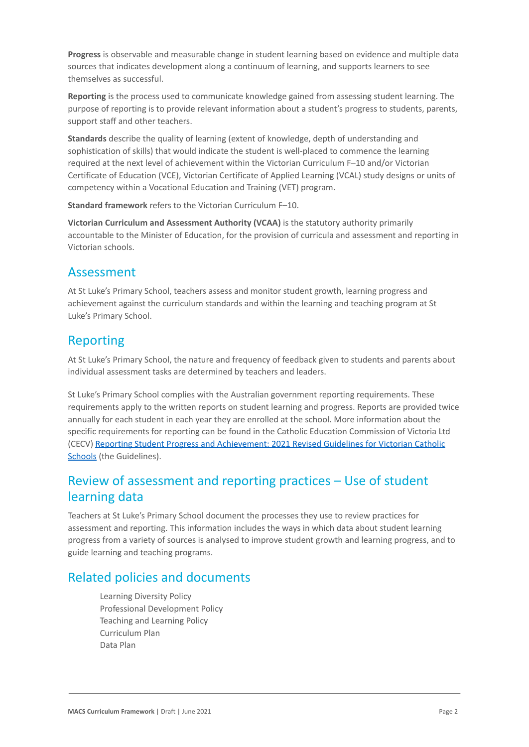**Progress** is observable and measurable change in student learning based on evidence and multiple data sources that indicates development along a continuum of learning, and supports learners to see themselves as successful.

**Reporting** is the process used to communicate knowledge gained from assessing student learning. The purpose of reporting is to provide relevant information about a student's progress to students, parents, support staff and other teachers.

**Standards** describe the quality of learning (extent of knowledge, depth of understanding and sophistication of skills) that would indicate the student is well-placed to commence the learning required at the next level of achievement within the Victorian Curriculum F–10 and/or Victorian Certificate of Education (VCE), Victorian Certificate of Applied Learning (VCAL) study designs or units of competency within a Vocational Education and Training (VET) program.

**Standard framework** refers to the Victorian Curriculum F–10.

**Victorian Curriculum and Assessment Authority (VCAA)** is the statutory authority primarily accountable to the Minister of Education, for the provision of curricula and assessment and reporting in Victorian schools.

## Assessment

At St Luke's Primary School, teachers assess and monitor student growth, learning progress and achievement against the curriculum standards and within the learning and teaching program at St Luke's Primary School.

## Reporting

At St Luke's Primary School, the nature and frequency of feedback given to students and parents about individual assessment tasks are determined by teachers and leaders.

St Luke's Primary School complies with the Australian government reporting requirements. These requirements apply to the written reports on student learning and progress. Reports are provided twice annually for each student in each year they are enrolled at the school. More information about the specific requirements for reporting can be found in the Catholic Education Commission of Victoria Ltd (CECV) Reporting Student Progress and Achievement: 2021 Revised Guidelines for Victorian Catholic Schools (the Guidelines).

## Review of assessment and reporting practices – Use of student learning data

Teachers at St Luke's Primary School document the processes they use to review practices for assessment and reporting. This information includes the ways in which data about student learning progress from a variety of sources is analysed to improve student growth and learning progress, and to guide learning and teaching programs.

## Related policies and documents

- Learning Diversity Policy
- Professional Development Policy
- Teaching and Learning Policy
- Curriculum Plan
- Data Plan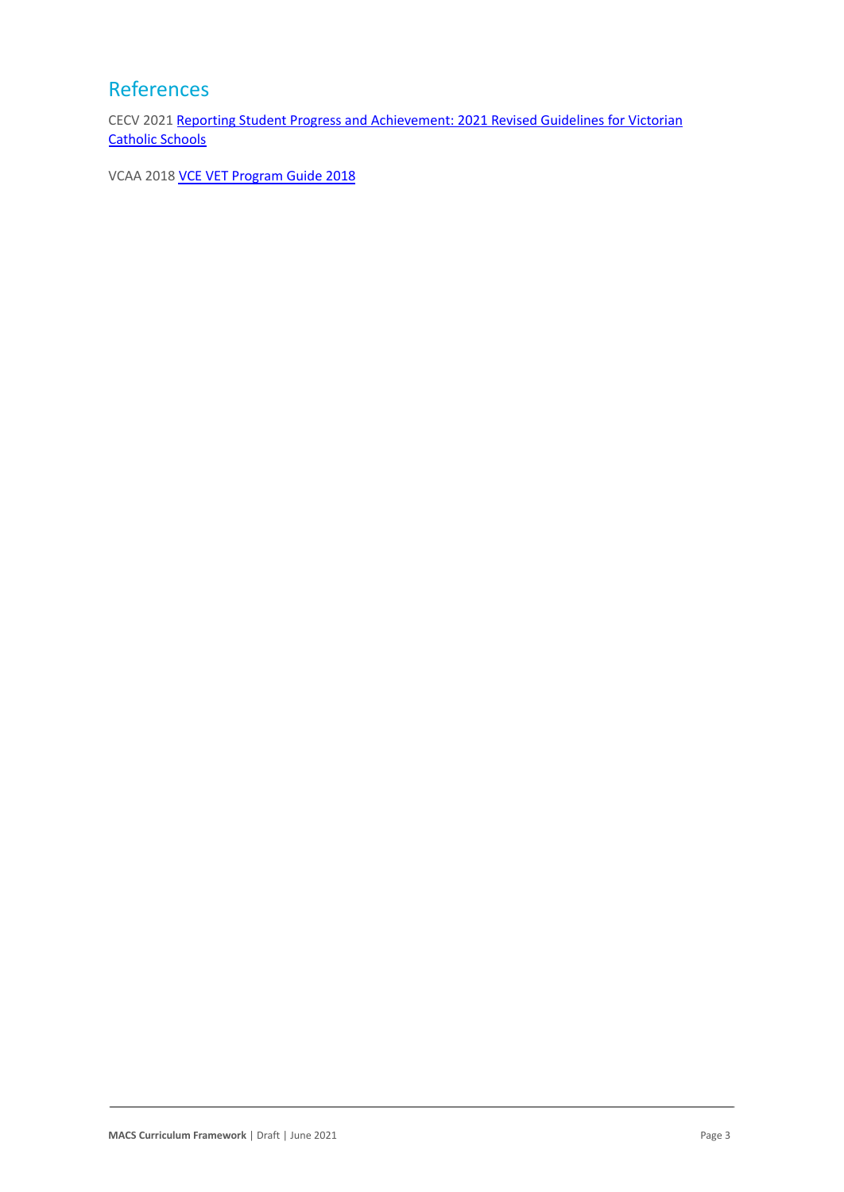## References

CECV 2021 Reporting Student Progress and Achievement: 2021 Revised Guidelines for Victorian Catholic Schools

VCAA 2018 VCE VET Program Guide 2018